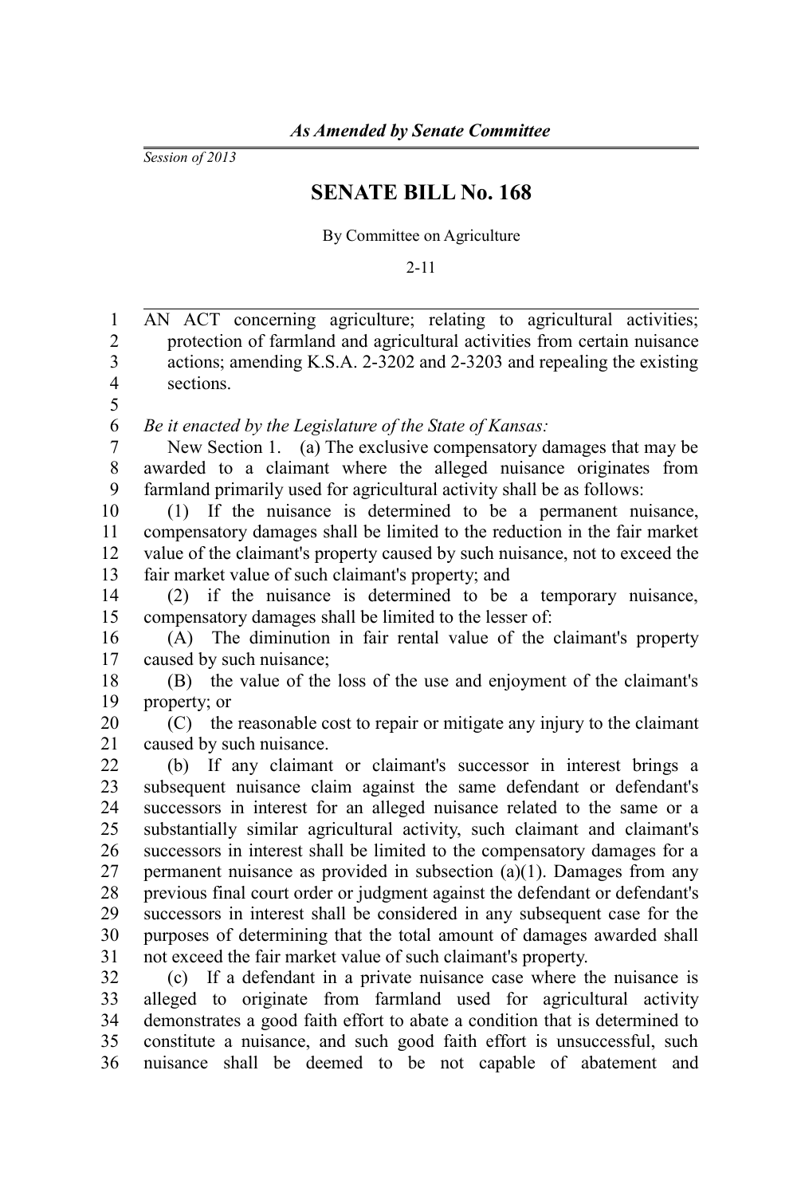*As Amended by Senate Committee*

*Session of 2013*

# SENATE BILL No. 168

By Committee on Agriculture

2-11

AN ACT concerning agriculture; relating to agricultural activities; protection of farmland and agricultural activities from certain nuisance actions; amending K.S.A. 2-3202 and 2-3203 and repealing the existing sections.

*Be it enacted by the Legislature of the State of Kansas:*

New Section 1. (a) The exclusive compensatory damages that may be awarded to a claimant where the alleged nuisance originates from farmland primarily used for agricultural activity shall be as follows:

(1) If the nuisance is determined to be a permanent nuisance, compensatory damages shall be limited to the reduction in the fair market value of the claimant's property caused by such nuisance, not to exceed the fair market value of such claimant's property; and

(2) if the nuisance is determined to be a temporary nuisance, compensatory damages shall be limited to the lesser of:

(A) The diminution in fair rental value of the claimant's property caused by such nuisance;

(B) the value of the loss of the use and enjoyment of the claimant's property; or

(C) the reasonable cost to repair or mitigate any injury to the claimant caused by such nuisance.

(b) If any claimant or claimant's successor in interest brings a subsequent nuisance claim against the same defendant or defendant's successors in interest for an alleged nuisance related to the same or a substantially similar agricultural activity, such claimant and claimant's successors in interest shall be limited to the compensatory damages for a permanent nuisance as provided in subsection (a)(1). Damages from any previous final court order or judgment against the defendant or defendant's successors in interest shall be considered in any subsequent case for the purposes of determining that the total amount of damages awarded shall not exceed the fair market value of such claimant's property.

(c) If a defendant in a private nuisance case where the nuisance is alleged to originate from farmland used for agricultural activity demonstrates a good faith effort to abate a condition that is determined to constitute a nuisance, and such good faith effort is unsuccessful, such nuisance shall be deemed to be not capable of abatement and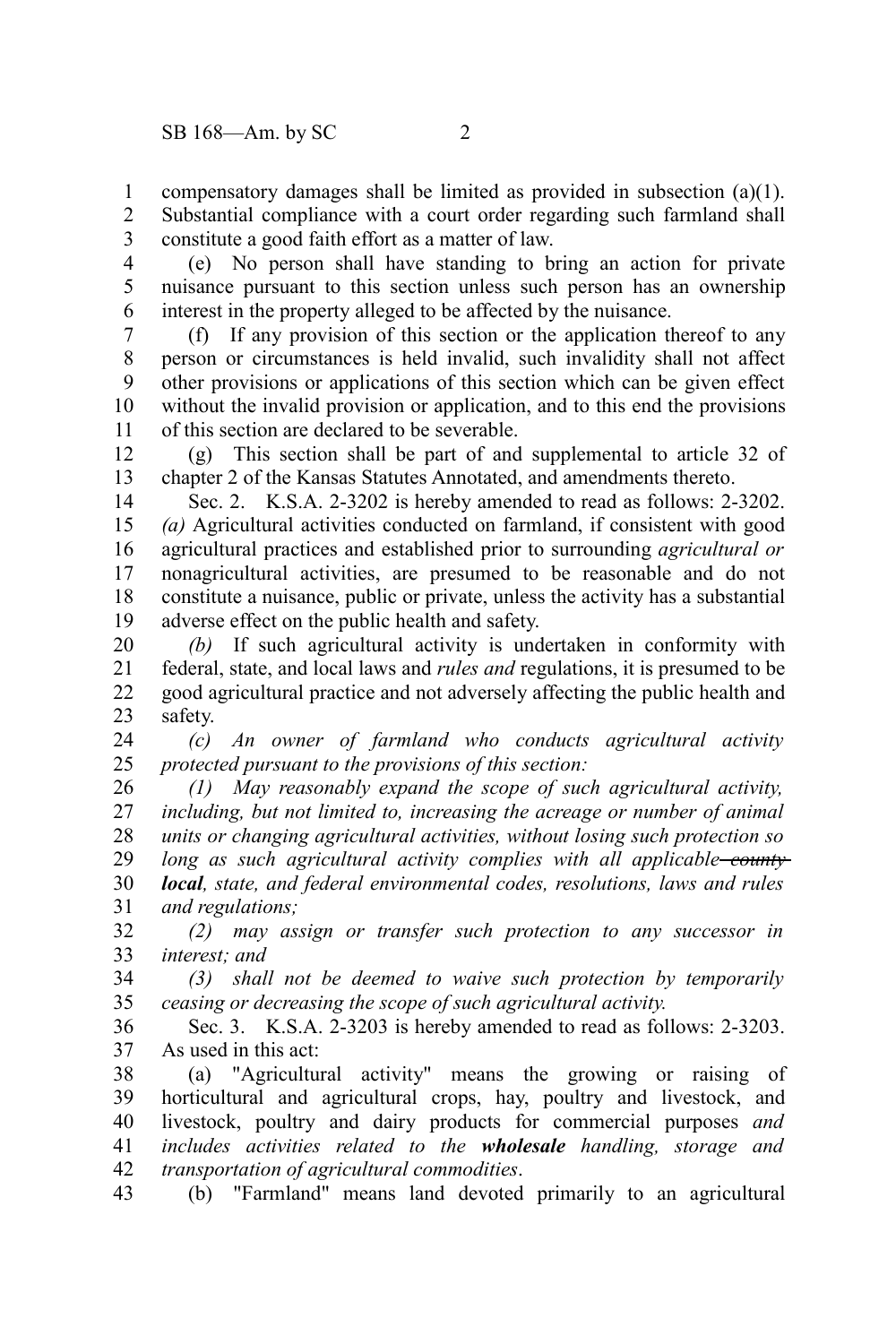compensatory damages shall be limited as provided in subsection (a)(1). Substantial compliance with a court order regarding such farmland shall constitute a good faith effort as a matter of law.

(e) No person shall have standing to bring an action for private nuisance pursuant to this section unless such person has an ownership interest in the property alleged to be affected by the nuisance.

(f) If any provision of this section or the application thereof to any person or circumstances is held invalid, such invalidity shall not affect other provisions or applications of this section which can be given effect without the invalid provision or application, and to this end the provisions of this section are declared to be severable.

(g) This section shall be part of and supplemental to article 32 of chapter 2 of the Kansas Statutes Annotated, and amendments thereto.

Sec. 2. K.S.A. 2-3202 is hereby amended to read as follows: 2-3202. *(a)* Agricultural activities conducted on farmland, if consistent with good agricultural practices and established prior to surrounding *agricultural or* nonagricultural activities, are presumed to be reasonable and do not constitute a nuisance, public or private, unless the activity has a substantial adverse effect on the public health and safety.

*(b)* If such agricultural activity is undertaken in conformity with federal, state, and local laws and *rules and* regulations, it is presumed to be good agricultural practice and not adversely affecting the public health and safety.

*(c) An owner of farmland who conducts agricultural activity protected pursuant to the provisions of this section:*

*(1) May reasonably expand the scope of such agricultural activity, including, but not limited to, increasing the acreage or number of animal units or changing agricultural activities, without losing such protection so long as such agricultural activity complies with all applicable* ~~*county*~~ ***local****, state, and federal environmental codes, resolutions, laws and rules and regulations;*

*(2) may assign or transfer such protection to any successor in interest; and*

*(3) shall not be deemed to waive such protection by temporarily ceasing or decreasing the scope of such agricultural activity.*

Sec. 3. K.S.A. 2-3203 is hereby amended to read as follows: 2-3203. As used in this act:

(a) "Agricultural activity" means the growing or raising of horticultural and agricultural crops, hay, poultry and livestock, and livestock, poultry and dairy products for commercial purposes *and includes activities related to the* ***wholesale*** *handling, storage and transportation of agricultural commodities*.

(b) "Farmland" means land devoted primarily to an agricultural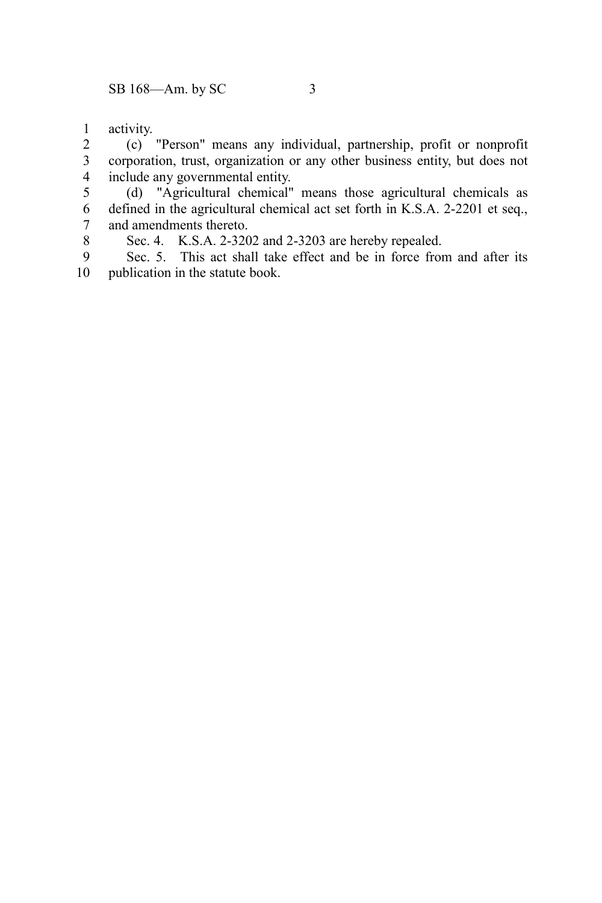activity.

(c) "Person" means any individual, partnership, profit or nonprofit corporation, trust, organization or any other business entity, but does not include any governmental entity.

(d) "Agricultural chemical" means those agricultural chemicals as defined in the agricultural chemical act set forth in K.S.A. 2-2201 et seq., and amendments thereto.

Sec. 4. K.S.A. 2-3202 and 2-3203 are hereby repealed.

Sec. 5. This act shall take effect and be in force from and after its publication in the statute book.